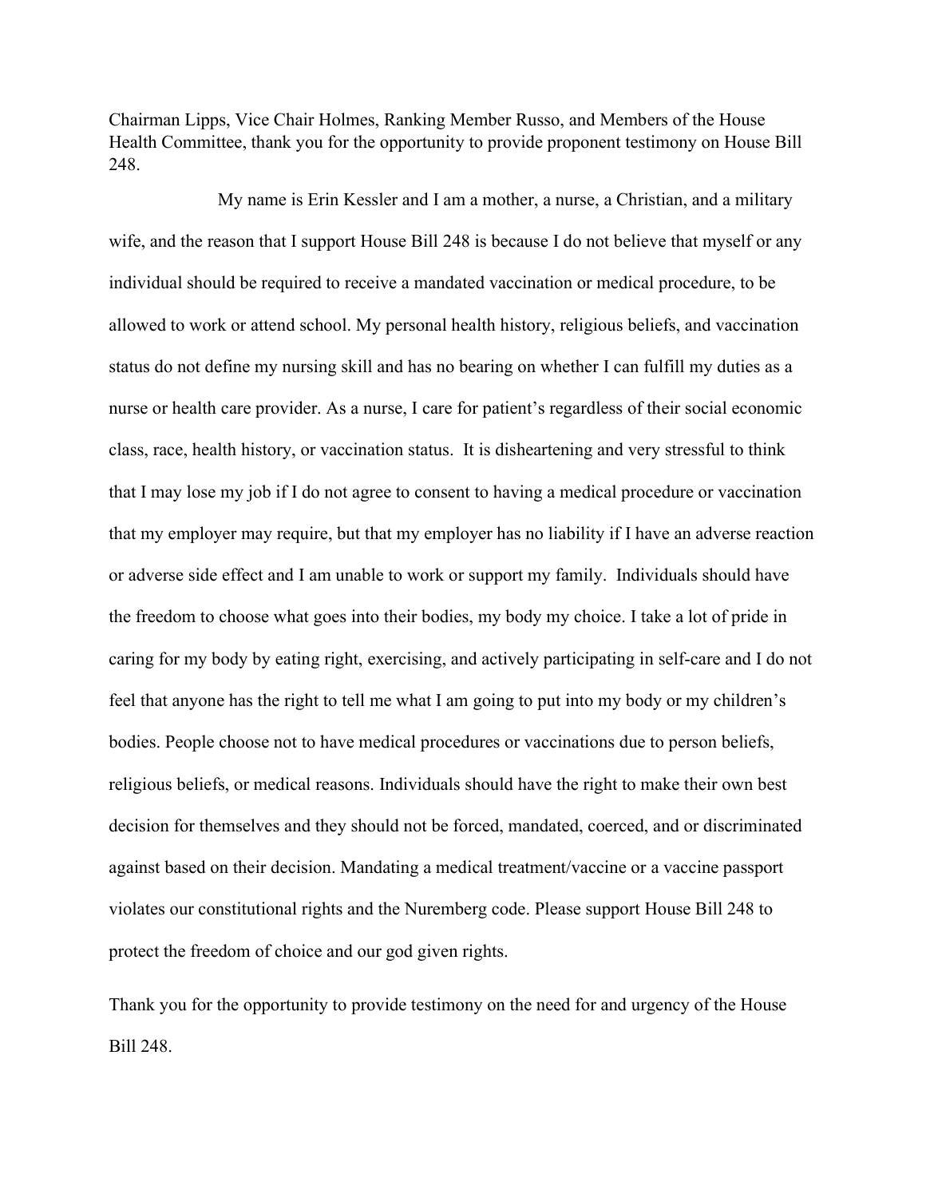Chairman Lipps, Vice Chair Holmes, Ranking Member Russo, and Members of the House Health Committee, thank you for the opportunity to provide proponent testimony on House Bill 248.

My name is Erin Kessler and I am a mother, a nurse, a Christian, and a military wife, and the reason that I support House Bill 248 is because I do not believe that myself or any individual should be required to receive a mandated vaccination or medical procedure, to be allowed to work or attend school. My personal health history, religious beliefs, and vaccination status do not define my nursing skill and has no bearing on whether I can fulfill my duties as a nurse or health care provider. As a nurse, I care for patient's regardless of their social economic class, race, health history, or vaccination status. It is disheartening and very stressful to think that I may lose my job if I do not agree to consent to having a medical procedure or vaccination that my employer may require, but that my employer has no liability if I have an adverse reaction or adverse side effect and I am unable to work or support my family. Individuals should have the freedom to choose what goes into their bodies, my body my choice. I take a lot of pride in caring for my body by eating right, exercising, and actively participating in self-care and I do not feel that anyone has the right to tell me what I am going to put into my body or my children's bodies. People choose not to have medical procedures or vaccinations due to person beliefs, religious beliefs, or medical reasons. Individuals should have the right to make their own best decision for themselves and they should not be forced, mandated, coerced, and or discriminated against based on their decision. Mandating a medical treatment/vaccine or a vaccine passport violates our constitutional rights and the Nuremberg code. Please support House Bill 248 to protect the freedom of choice and our god given rights.

Thank you for the opportunity to provide testimony on the need for and urgency of the House Bill 248.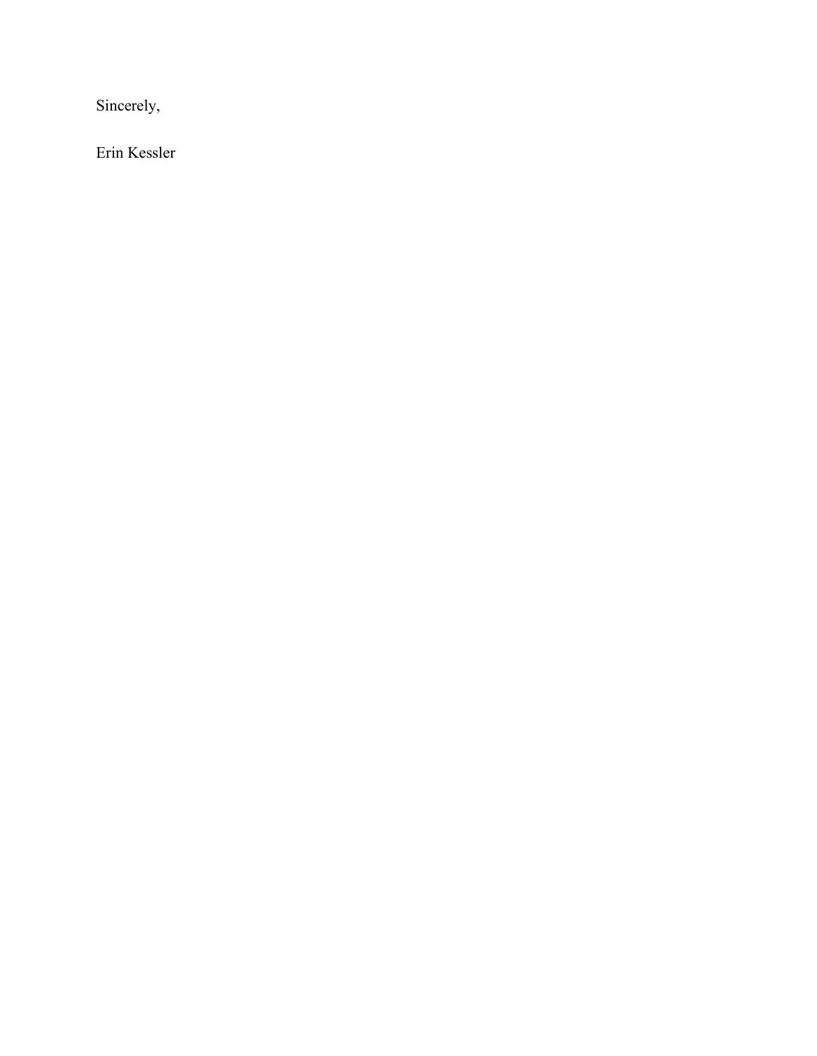Sincerely,

Erin Kessler